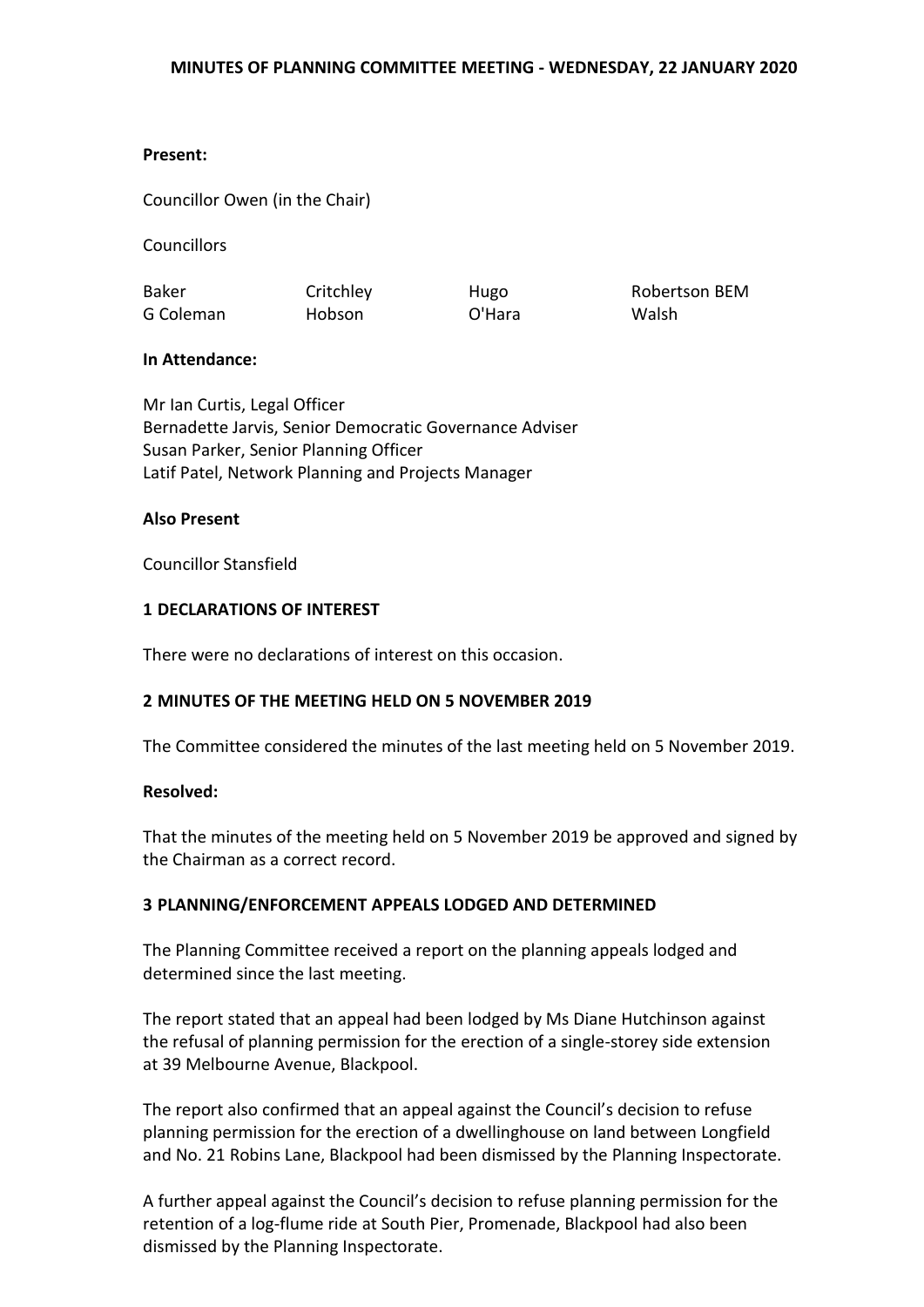# MINUTES OF PLANNING COMMITTEE MEETING - WEDNESDAY, 22 JANUARY 2020

**Present:**

Councillor Owen (in the Chair)

Councillors

| Baker | Critchley | Hugo | Robertson BEM |
|---|---|---|---|
| G Coleman | Hobson | O'Hara | Walsh |

**In Attendance:**

Mr Ian Curtis, Legal Officer
Bernadette Jarvis, Senior Democratic Governance Adviser
Susan Parker, Senior Planning Officer
Latif Patel, Network Planning and Projects Manager

**Also Present**

Councillor Stansfield

## 1 DECLARATIONS OF INTEREST

There were no declarations of interest on this occasion.

## 2 MINUTES OF THE MEETING HELD ON 5 NOVEMBER 2019

The Committee considered the minutes of the last meeting held on 5 November 2019.

**Resolved:**

That the minutes of the meeting held on 5 November 2019 be approved and signed by the Chairman as a correct record.

## 3 PLANNING/ENFORCEMENT APPEALS LODGED AND DETERMINED

The Planning Committee received a report on the planning appeals lodged and determined since the last meeting.

The report stated that an appeal had been lodged by Ms Diane Hutchinson against the refusal of planning permission for the erection of a single-storey side extension at 39 Melbourne Avenue, Blackpool.

The report also confirmed that an appeal against the Council's decision to refuse planning permission for the erection of a dwellinghouse on land between Longfield and No. 21 Robins Lane, Blackpool had been dismissed by the Planning Inspectorate.

A further appeal against the Council's decision to refuse planning permission for the retention of a log-flume ride at South Pier, Promenade, Blackpool had also been dismissed by the Planning Inspectorate.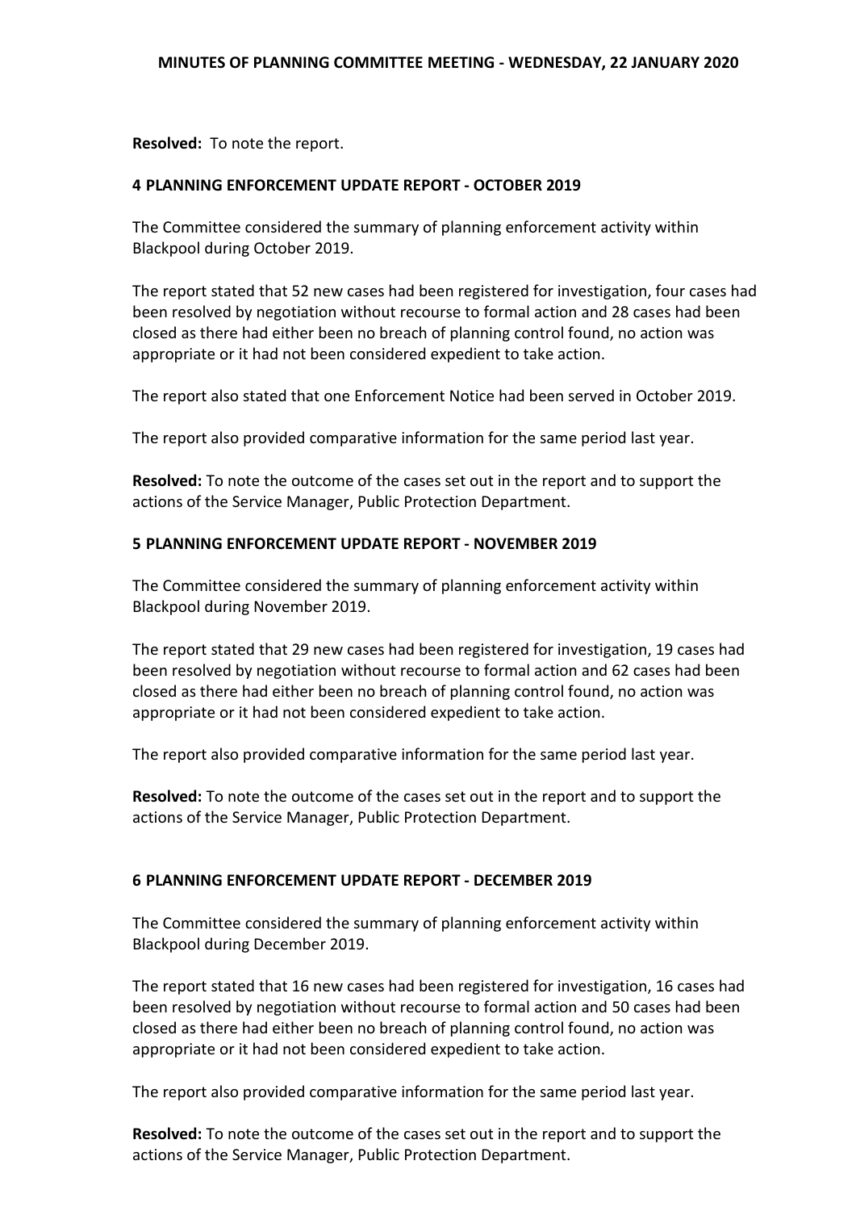**Resolved:** To note the report.

## 4 PLANNING ENFORCEMENT UPDATE REPORT - OCTOBER 2019

The Committee considered the summary of planning enforcement activity within Blackpool during October 2019.

The report stated that 52 new cases had been registered for investigation, four cases had been resolved by negotiation without recourse to formal action and 28 cases had been closed as there had either been no breach of planning control found, no action was appropriate or it had not been considered expedient to take action.

The report also stated that one Enforcement Notice had been served in October 2019.

The report also provided comparative information for the same period last year.

**Resolved:** To note the outcome of the cases set out in the report and to support the actions of the Service Manager, Public Protection Department.

## 5 PLANNING ENFORCEMENT UPDATE REPORT - NOVEMBER 2019

The Committee considered the summary of planning enforcement activity within Blackpool during November 2019.

The report stated that 29 new cases had been registered for investigation, 19 cases had been resolved by negotiation without recourse to formal action and 62 cases had been closed as there had either been no breach of planning control found, no action was appropriate or it had not been considered expedient to take action.

The report also provided comparative information for the same period last year.

**Resolved:** To note the outcome of the cases set out in the report and to support the actions of the Service Manager, Public Protection Department.

## 6 PLANNING ENFORCEMENT UPDATE REPORT - DECEMBER 2019

The Committee considered the summary of planning enforcement activity within Blackpool during December 2019.

The report stated that 16 new cases had been registered for investigation, 16 cases had been resolved by negotiation without recourse to formal action and 50 cases had been closed as there had either been no breach of planning control found, no action was appropriate or it had not been considered expedient to take action.

The report also provided comparative information for the same period last year.

**Resolved:** To note the outcome of the cases set out in the report and to support the actions of the Service Manager, Public Protection Department.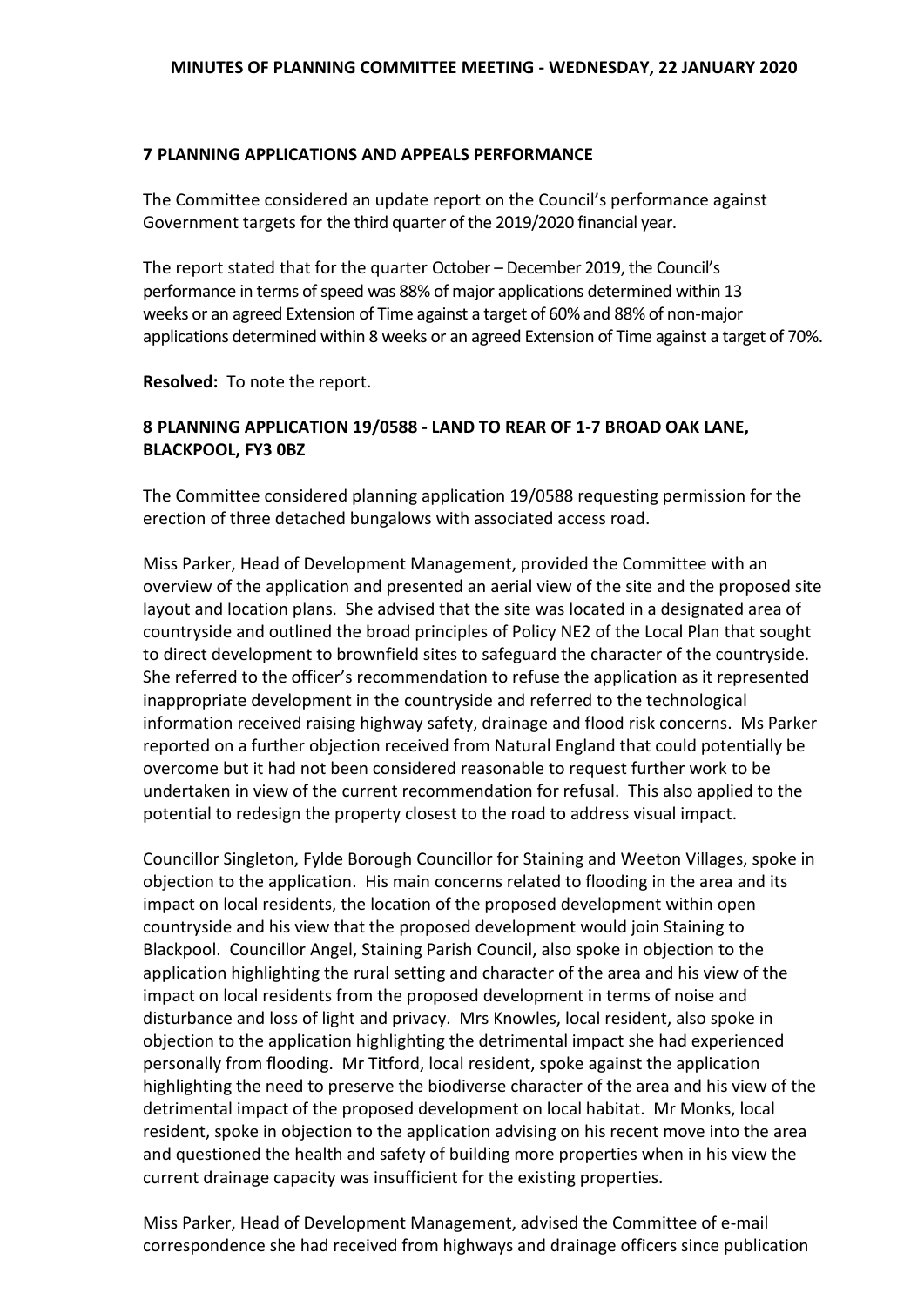### 7 PLANNING APPLICATIONS AND APPEALS PERFORMANCE

The Committee considered an update report on the Council's performance against Government targets for the third quarter of the 2019/2020 financial year.

The report stated that for the quarter October – December 2019, the Council's performance in terms of speed was 88% of major applications determined within 13 weeks or an agreed Extension of Time against a target of 60% and 88% of non-major applications determined within 8 weeks or an agreed Extension of Time against a target of 70%.

**Resolved:** To note the report.

### 8 PLANNING APPLICATION 19/0588 - LAND TO REAR OF 1-7 BROAD OAK LANE, BLACKPOOL, FY3 0BZ

The Committee considered planning application 19/0588 requesting permission for the erection of three detached bungalows with associated access road.

Miss Parker, Head of Development Management, provided the Committee with an overview of the application and presented an aerial view of the site and the proposed site layout and location plans. She advised that the site was located in a designated area of countryside and outlined the broad principles of Policy NE2 of the Local Plan that sought to direct development to brownfield sites to safeguard the character of the countryside. She referred to the officer's recommendation to refuse the application as it represented inappropriate development in the countryside and referred to the technological information received raising highway safety, drainage and flood risk concerns. Ms Parker reported on a further objection received from Natural England that could potentially be overcome but it had not been considered reasonable to request further work to be undertaken in view of the current recommendation for refusal. This also applied to the potential to redesign the property closest to the road to address visual impact.

Councillor Singleton, Fylde Borough Councillor for Staining and Weeton Villages, spoke in objection to the application. His main concerns related to flooding in the area and its impact on local residents, the location of the proposed development within open countryside and his view that the proposed development would join Staining to Blackpool. Councillor Angel, Staining Parish Council, also spoke in objection to the application highlighting the rural setting and character of the area and his view of the impact on local residents from the proposed development in terms of noise and disturbance and loss of light and privacy. Mrs Knowles, local resident, also spoke in objection to the application highlighting the detrimental impact she had experienced personally from flooding. Mr Titford, local resident, spoke against the application highlighting the need to preserve the biodiverse character of the area and his view of the detrimental impact of the proposed development on local habitat. Mr Monks, local resident, spoke in objection to the application advising on his recent move into the area and questioned the health and safety of building more properties when in his view the current drainage capacity was insufficient for the existing properties.

Miss Parker, Head of Development Management, advised the Committee of e-mail correspondence she had received from highways and drainage officers since publication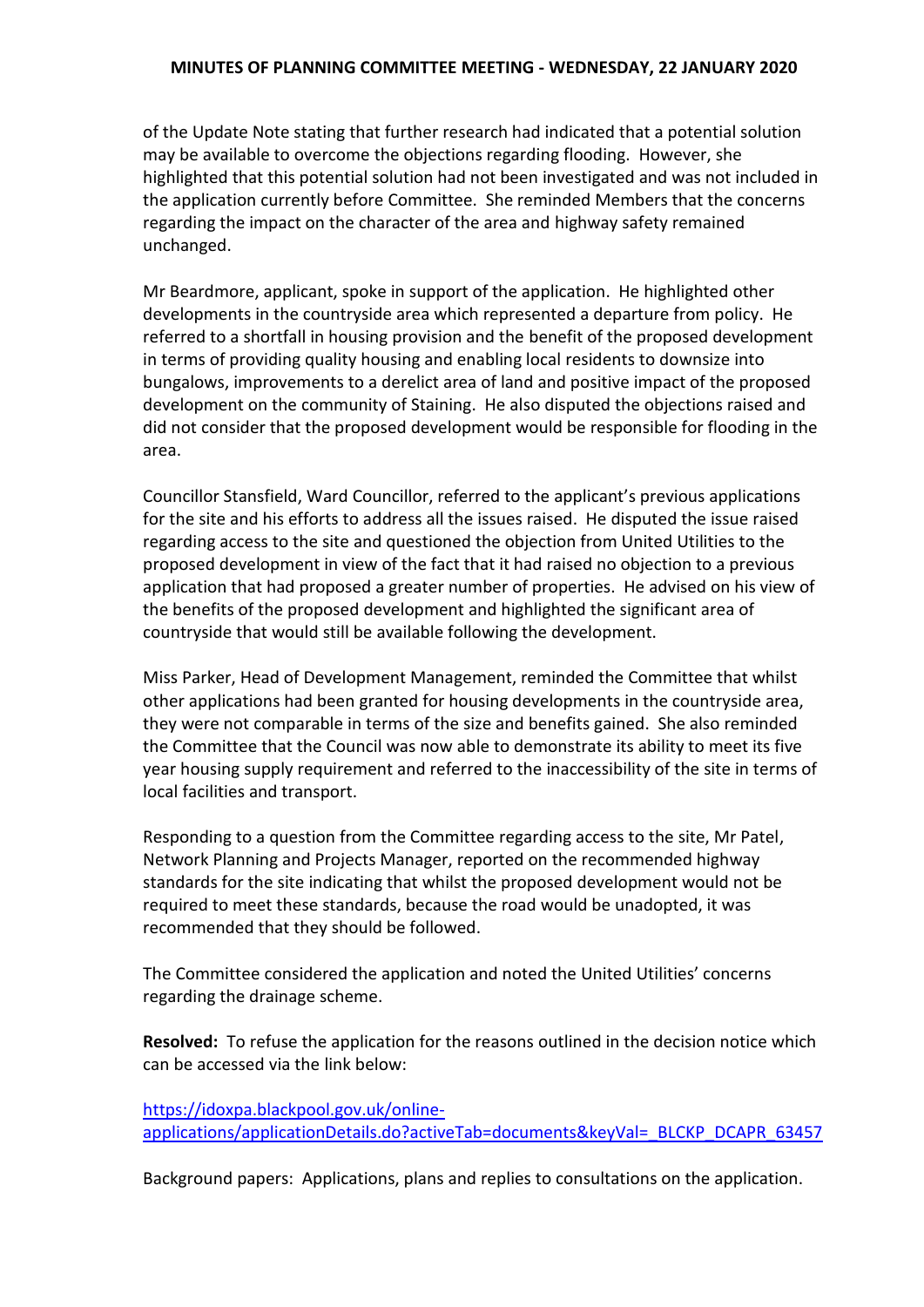of the Update Note stating that further research had indicated that a potential solution may be available to overcome the objections regarding flooding. However, she highlighted that this potential solution had not been investigated and was not included in the application currently before Committee. She reminded Members that the concerns regarding the impact on the character of the area and highway safety remained unchanged.

Mr Beardmore, applicant, spoke in support of the application. He highlighted other developments in the countryside area which represented a departure from policy. He referred to a shortfall in housing provision and the benefit of the proposed development in terms of providing quality housing and enabling local residents to downsize into bungalows, improvements to a derelict area of land and positive impact of the proposed development on the community of Staining. He also disputed the objections raised and did not consider that the proposed development would be responsible for flooding in the area.

Councillor Stansfield, Ward Councillor, referred to the applicant's previous applications for the site and his efforts to address all the issues raised. He disputed the issue raised regarding access to the site and questioned the objection from United Utilities to the proposed development in view of the fact that it had raised no objection to a previous application that had proposed a greater number of properties. He advised on his view of the benefits of the proposed development and highlighted the significant area of countryside that would still be available following the development.

Miss Parker, Head of Development Management, reminded the Committee that whilst other applications had been granted for housing developments in the countryside area, they were not comparable in terms of the size and benefits gained. She also reminded the Committee that the Council was now able to demonstrate its ability to meet its five year housing supply requirement and referred to the inaccessibility of the site in terms of local facilities and transport.

Responding to a question from the Committee regarding access to the site, Mr Patel, Network Planning and Projects Manager, reported on the recommended highway standards for the site indicating that whilst the proposed development would not be required to meet these standards, because the road would be unadopted, it was recommended that they should be followed.

The Committee considered the application and noted the United Utilities' concerns regarding the drainage scheme.

**Resolved:** To refuse the application for the reasons outlined in the decision notice which can be accessed via the link below:

[https://idoxpa.blackpool.gov.uk/online-applications/applicationDetails.do?activeTab=documents&keyVal=_BLCKP_DCAPR_63457](https://idoxpa.blackpool.gov.uk/online-applications/applicationDetails.do?activeTab=documents&keyVal=_BLCKP_DCAPR_63457)

Background papers: Applications, plans and replies to consultations on the application.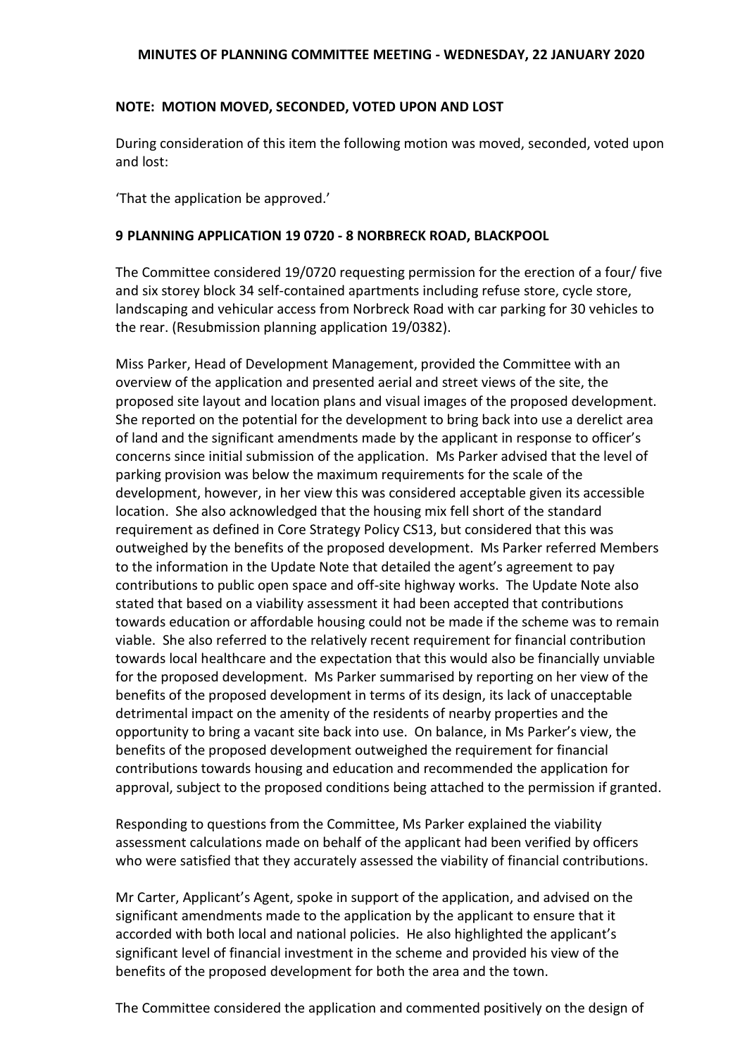## NOTE: MOTION MOVED, SECONDED, VOTED UPON AND LOST

During consideration of this item the following motion was moved, seconded, voted upon and lost:

'That the application be approved.'

## 9 PLANNING APPLICATION 19 0720 - 8 NORBRECK ROAD, BLACKPOOL

The Committee considered 19/0720 requesting permission for the erection of a four/ five and six storey block 34 self-contained apartments including refuse store, cycle store, landscaping and vehicular access from Norbreck Road with car parking for 30 vehicles to the rear. (Resubmission planning application 19/0382).

Miss Parker, Head of Development Management, provided the Committee with an overview of the application and presented aerial and street views of the site, the proposed site layout and location plans and visual images of the proposed development. She reported on the potential for the development to bring back into use a derelict area of land and the significant amendments made by the applicant in response to officer's concerns since initial submission of the application. Ms Parker advised that the level of parking provision was below the maximum requirements for the scale of the development, however, in her view this was considered acceptable given its accessible location. She also acknowledged that the housing mix fell short of the standard requirement as defined in Core Strategy Policy CS13, but considered that this was outweighed by the benefits of the proposed development. Ms Parker referred Members to the information in the Update Note that detailed the agent's agreement to pay contributions to public open space and off-site highway works. The Update Note also stated that based on a viability assessment it had been accepted that contributions towards education or affordable housing could not be made if the scheme was to remain viable. She also referred to the relatively recent requirement for financial contribution towards local healthcare and the expectation that this would also be financially unviable for the proposed development. Ms Parker summarised by reporting on her view of the benefits of the proposed development in terms of its design, its lack of unacceptable detrimental impact on the amenity of the residents of nearby properties and the opportunity to bring a vacant site back into use. On balance, in Ms Parker's view, the benefits of the proposed development outweighed the requirement for financial contributions towards housing and education and recommended the application for approval, subject to the proposed conditions being attached to the permission if granted.

Responding to questions from the Committee, Ms Parker explained the viability assessment calculations made on behalf of the applicant had been verified by officers who were satisfied that they accurately assessed the viability of financial contributions.

Mr Carter, Applicant's Agent, spoke in support of the application, and advised on the significant amendments made to the application by the applicant to ensure that it accorded with both local and national policies. He also highlighted the applicant's significant level of financial investment in the scheme and provided his view of the benefits of the proposed development for both the area and the town.

The Committee considered the application and commented positively on the design of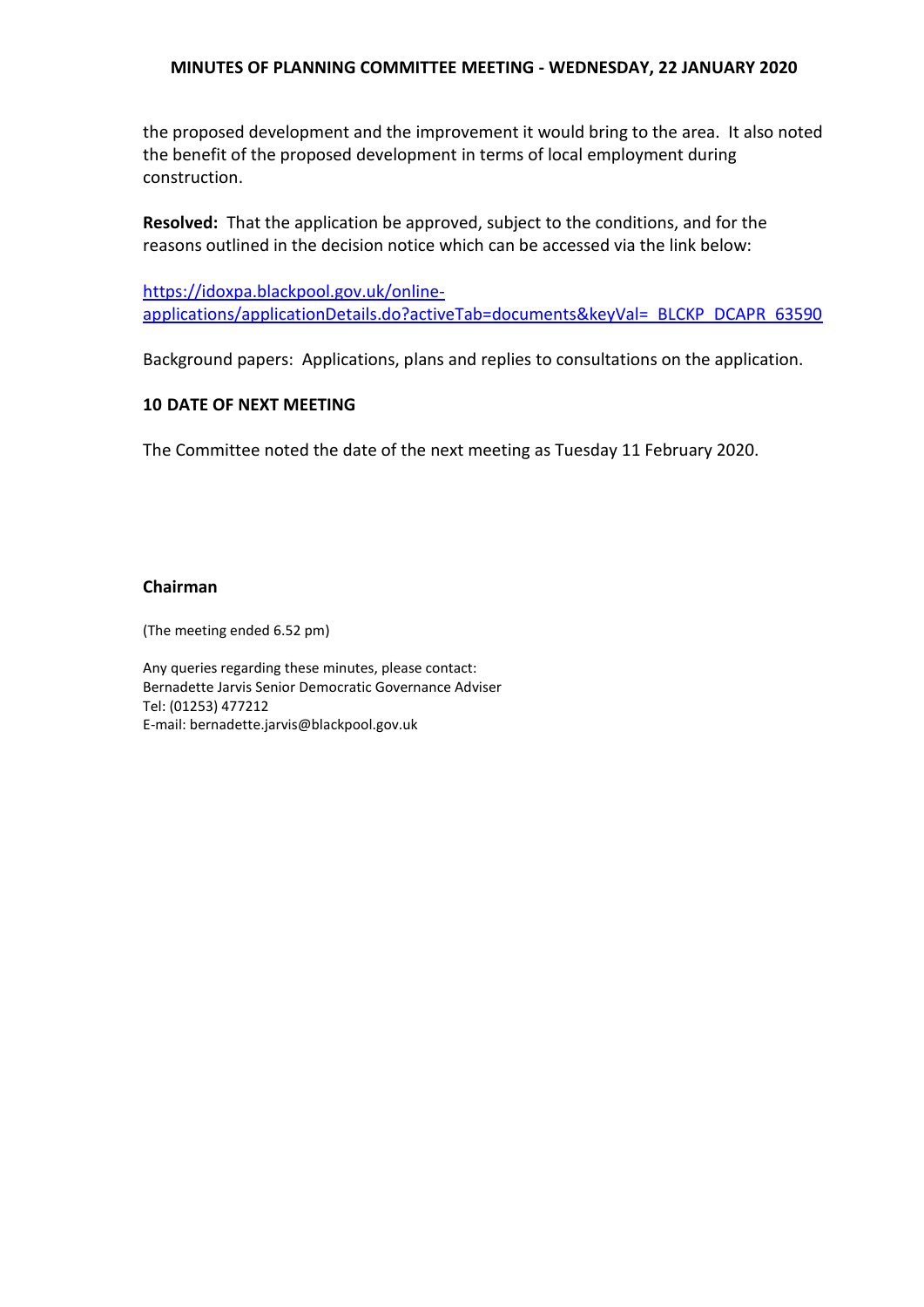the proposed development and the improvement it would bring to the area. It also noted the benefit of the proposed development in terms of local employment during construction.

**Resolved:** That the application be approved, subject to the conditions, and for the reasons outlined in the decision notice which can be accessed via the link below:

[https://idoxpa.blackpool.gov.uk/online-applications/applicationDetails.do?activeTab=documents&keyVal=_BLCKP_DCAPR_63590](https://idoxpa.blackpool.gov.uk/online-applications/applicationDetails.do?activeTab=documents&keyVal=_BLCKP_DCAPR_63590)

Background papers: Applications, plans and replies to consultations on the application.

**10 DATE OF NEXT MEETING**

The Committee noted the date of the next meeting as Tuesday 11 February 2020.

**Chairman**

(The meeting ended 6.52 pm)

Any queries regarding these minutes, please contact:
Bernadette Jarvis Senior Democratic Governance Adviser
Tel: (01253) 477212
E-mail: bernadette.jarvis@blackpool.gov.uk